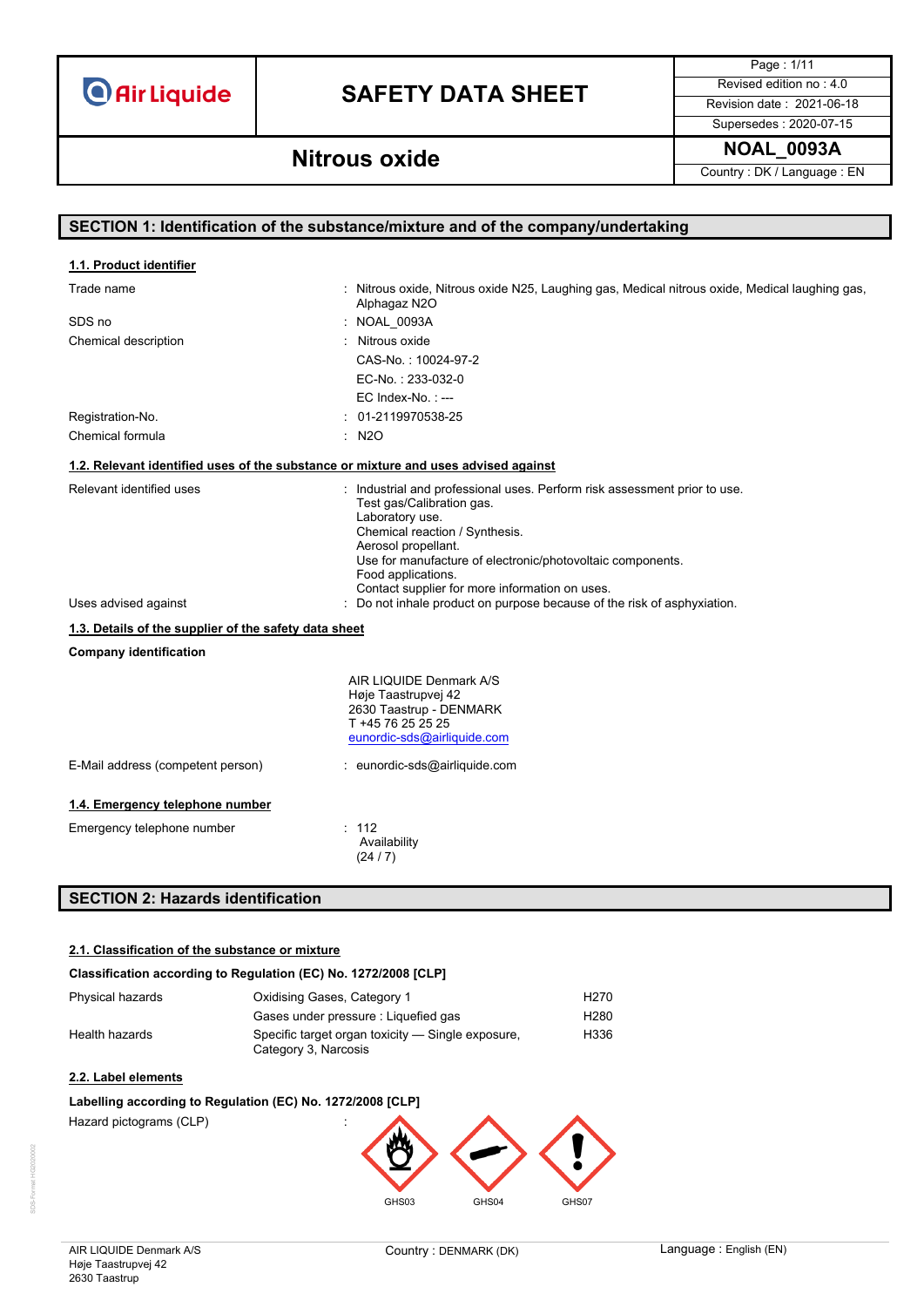# SAFETY DATA SHEET

## Nitrous oxide

| | |
|---|---|
| Revised edition no : 4.0 | |
| Revision date : 2021-06-18 | |
| Supersedes : 2020-07-15 | |
| NOAL_0093A | |
| Country : DK / Language : EN | |

## SECTION 1: Identification of the substance/mixture and of the company/undertaking

### 1.1. Product identifier

| | |
|---|---|
| Trade name | : Nitrous oxide, Nitrous oxide N25, Laughing gas, Medical nitrous oxide, Medical laughing gas, Alphagaz N2O |
| SDS no | : NOAL_0093A |
| Chemical description | : Nitrous oxide<br>CAS-No. : 10024-97-2<br>EC-No. : 233-032-0<br>EC Index-No. : --- |
| Registration-No. | : 01-2119970538-25 |
| Chemical formula | : N2O |

### 1.2. Relevant identified uses of the substance or mixture and uses advised against

| | |
|---|---|
| Relevant identified uses | : Industrial and professional uses. Perform risk assessment prior to use.<br>Test gas/Calibration gas.<br>Laboratory use.<br>Chemical reaction / Synthesis.<br>Aerosol propellant.<br>Use for manufacture of electronic/photovoltaic components.<br>Food applications.<br>Contact supplier for more information on uses. |
| Uses advised against | : Do not inhale product on purpose because of the risk of asphyxiation. |

### 1.3. Details of the supplier of the safety data sheet

**Company identification**

AIR LIQUIDE Denmark A/S
Høje Taastrupvej 42
2630 Taastrup - DENMARK
T +45 76 25 25 25
eunordic-sds@airliquide.com

| | |
|---|---|
| E-Mail address (competent person) | : eunordic-sds@airliquide.com |

### 1.4. Emergency telephone number

| | |
|---|---|
| Emergency telephone number | : 112<br>Availability<br>(24 / 7) |

## SECTION 2: Hazards identification

### 2.1. Classification of the substance or mixture

**Classification according to Regulation (EC) No. 1272/2008 [CLP]**

| | | |
|---|---|---|
| Physical hazards | Oxidising Gases, Category 1 | H270 |
| | Gases under pressure : Liquefied gas | H280 |
| Health hazards | Specific target organ toxicity — Single exposure, Category 3, Narcosis | H336 |

### 2.2. Label elements

**Labelling according to Regulation (EC) No. 1272/2008 [CLP]**

Hazard pictograms (CLP) :

GHS03 GHS04 GHS07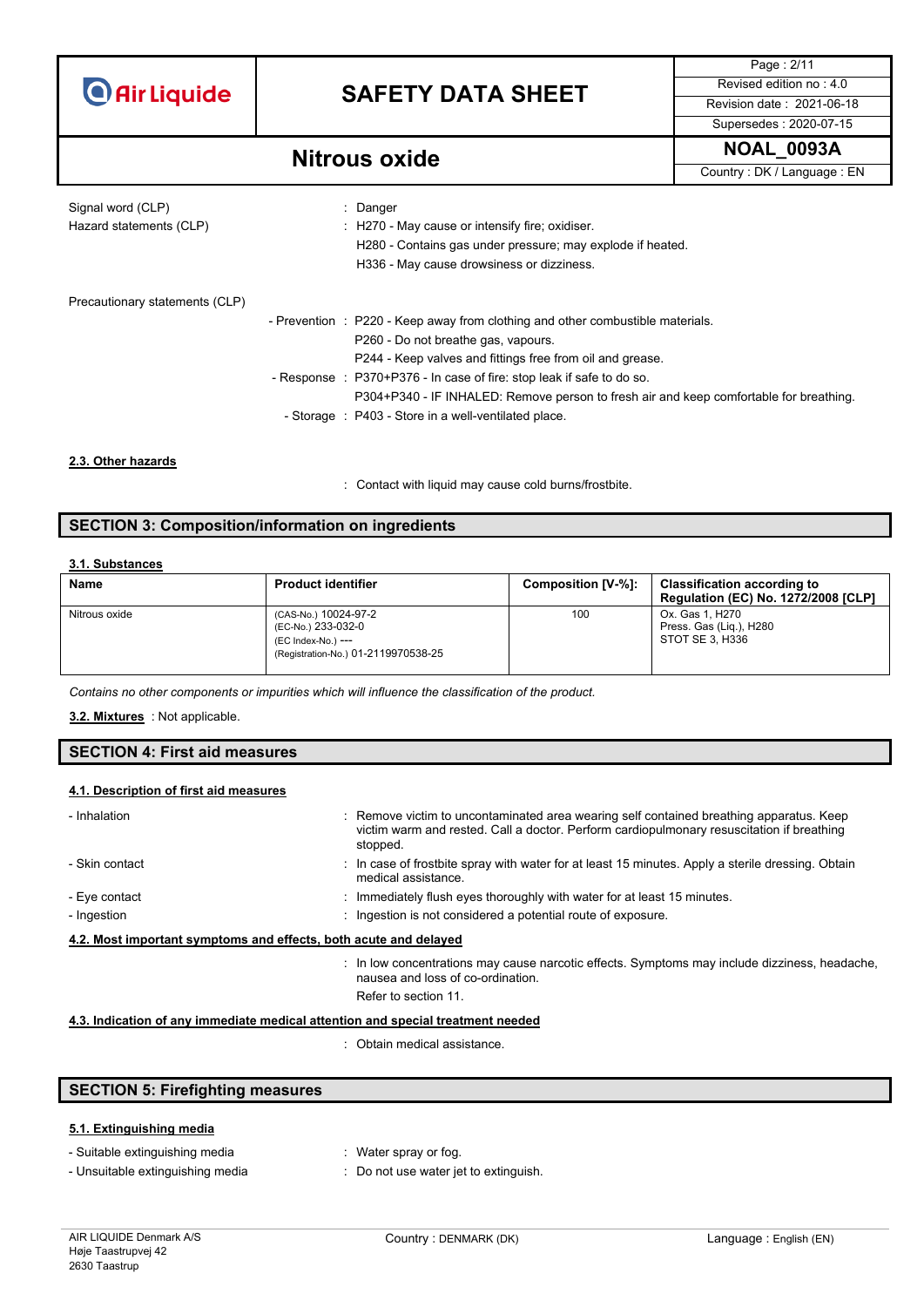Signal word (CLP) : Danger

Hazard statements (CLP) : H270 - May cause or intensify fire; oxidiser.
H280 - Contains gas under pressure; may explode if heated.
H336 - May cause drowsiness or dizziness.

Precautionary statements (CLP)

- Prevention : P220 - Keep away from clothing and other combustible materials.
  P260 - Do not breathe gas, vapours.
  P244 - Keep valves and fittings free from oil and grease.
- Response : P370+P376 - In case of fire: stop leak if safe to do so.
  P304+P340 - IF INHALED: Remove person to fresh air and keep comfortable for breathing.
- Storage : P403 - Store in a well-ventilated place.

### 2.3. Other hazards

: Contact with liquid may cause cold burns/frostbite.

## SECTION 3: Composition/information on ingredients

### 3.1. Substances

| Name | Product identifier | Composition [V-%]: | Classification according to Regulation (EC) No. 1272/2008 [CLP] |
|---|---|---|---|
| Nitrous oxide | (CAS-No.) 10024-97-2<br>(EC-No.) 233-032-0<br>(EC Index-No.) ---<br>(Registration-No.) 01-2119970538-25 | 100 | Ox. Gas 1, H270<br>Press. Gas (Liq.), H280<br>STOT SE 3, H336 |

*Contains no other components or impurities which will influence the classification of the product.*

**3.2. Mixtures** : Not applicable.

## SECTION 4: First aid measures

### 4.1. Description of first aid measures

- Inhalation : Remove victim to uncontaminated area wearing self contained breathing apparatus. Keep victim warm and rested. Call a doctor. Perform cardiopulmonary resuscitation if breathing stopped.
- Skin contact : In case of frostbite spray with water for at least 15 minutes. Apply a sterile dressing. Obtain medical assistance.
- Eye contact : Immediately flush eyes thoroughly with water for at least 15 minutes.
- Ingestion : Ingestion is not considered a potential route of exposure.

### 4.2. Most important symptoms and effects, both acute and delayed

: In low concentrations may cause narcotic effects. Symptoms may include dizziness, headache, nausea and loss of co-ordination.
Refer to section 11.

### 4.3. Indication of any immediate medical attention and special treatment needed

: Obtain medical assistance.

## SECTION 5: Firefighting measures

### 5.1. Extinguishing media

- Suitable extinguishing media : Water spray or fog.
- Unsuitable extinguishing media : Do not use water jet to extinguish.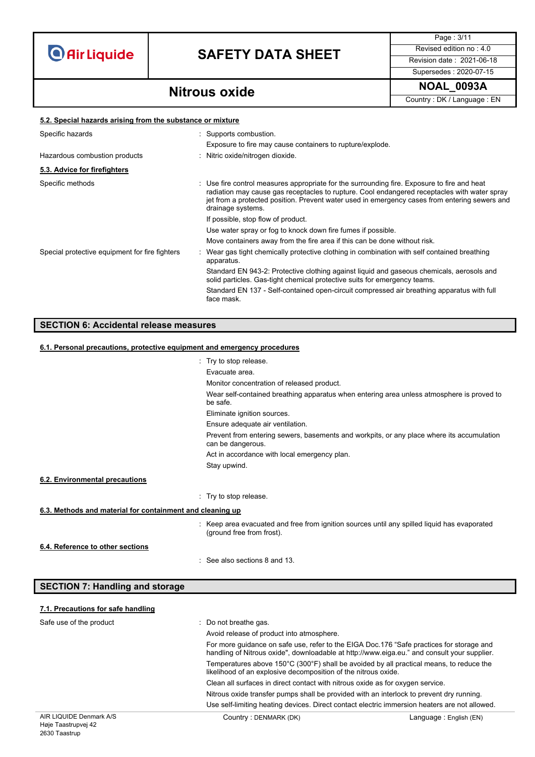#### 5.2. Special hazards arising from the substance or mixture

| | |
|---|---|
| Specific hazards | : Supports combustion.<br>Exposure to fire may cause containers to rupture/explode. |
| Hazardous combustion products | : Nitric oxide/nitrogen dioxide. |

#### 5.3. Advice for firefighters

| | |
|---|---|
| Specific methods | : Use fire control measures appropriate for the surrounding fire. Exposure to fire and heat radiation may cause gas receptacles to rupture. Cool endangered receptacles with water spray jet from a protected position. Prevent water used in emergency cases from entering sewers and drainage systems.<br>If possible, stop flow of product.<br>Use water spray or fog to knock down fire fumes if possible.<br>Move containers away from the fire area if this can be done without risk. |
| Special protective equipment for fire fighters | : Wear gas tight chemically protective clothing in combination with self contained breathing apparatus.<br>Standard EN 943-2: Protective clothing against liquid and gaseous chemicals, aerosols and solid particles. Gas-tight chemical protective suits for emergency teams.<br>Standard EN 137 - Self-contained open-circuit compressed air breathing apparatus with full face mask. |

## SECTION 6: Accidental release measures

#### 6.1. Personal precautions, protective equipment and emergency procedures

: Try to stop release.
Evacuate area.
Monitor concentration of released product.
Wear self-contained breathing apparatus when entering area unless atmosphere is proved to be safe.
Eliminate ignition sources.
Ensure adequate air ventilation.
Prevent from entering sewers, basements and workpits, or any place where its accumulation can be dangerous.
Act in accordance with local emergency plan.
Stay upwind.

#### 6.2. Environmental precautions

: Try to stop release.

#### 6.3. Methods and material for containment and cleaning up

: Keep area evacuated and free from ignition sources until any spilled liquid has evaporated (ground free from frost).

#### 6.4. Reference to other sections

: See also sections 8 and 13.

## SECTION 7: Handling and storage

#### 7.1. Precautions for safe handling

| | |
|---|---|
| Safe use of the product | : Do not breathe gas.<br>Avoid release of product into atmosphere.<br>For more guidance on safe use, refer to the EIGA Doc.176 "Safe practices for storage and handling of Nitrous oxide", downloadable at http://www.eiga.eu." and consult your supplier.<br>Temperatures above 150°C (300°F) shall be avoided by all practical means, to reduce the likelihood of an explosive decomposition of the nitrous oxide.<br>Clean all surfaces in direct contact with nitrous oxide as for oxygen service.<br>Nitrous oxide transfer pumps shall be provided with an interlock to prevent dry running.<br>Use self-limiting heating devices. Direct contact electric immersion heaters are not allowed. |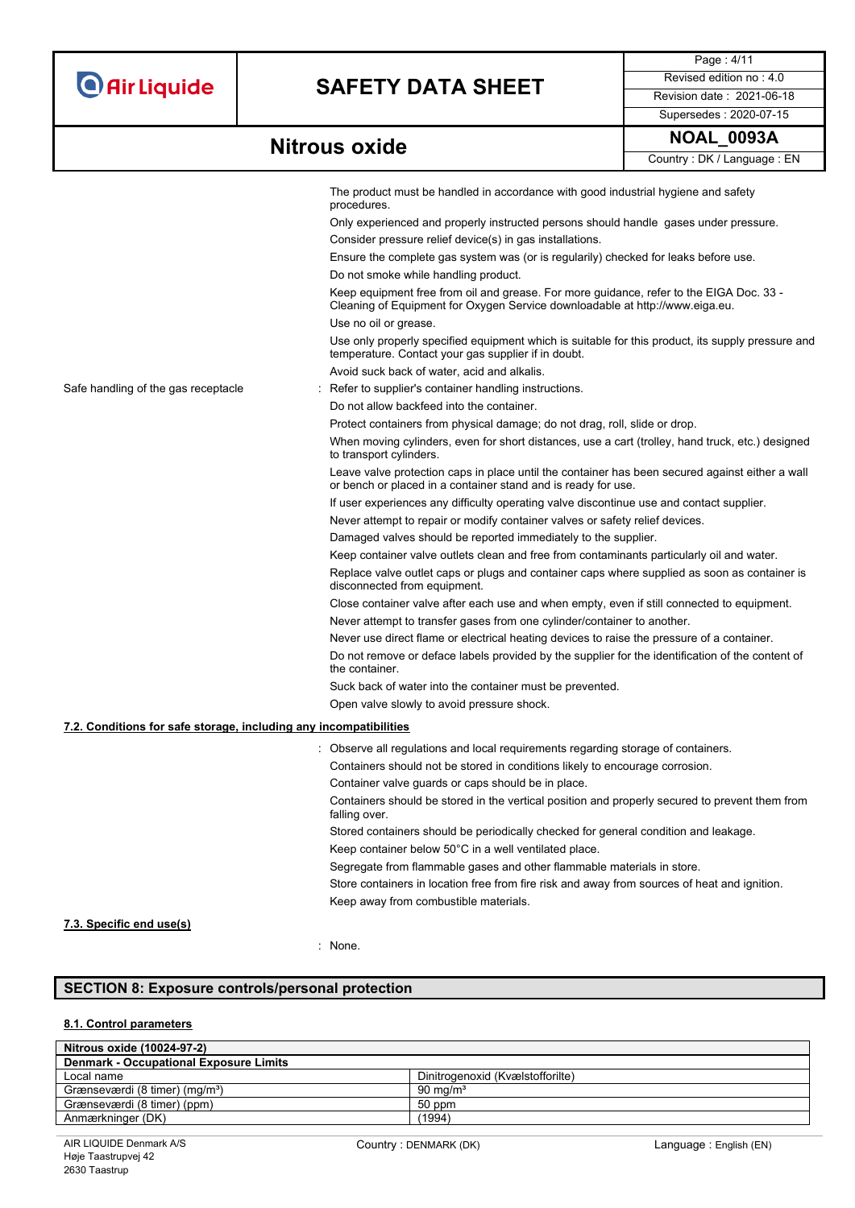The product must be handled in accordance with good industrial hygiene and safety procedures.

Only experienced and properly instructed persons should handle gases under pressure.

Consider pressure relief device(s) in gas installations.

Ensure the complete gas system was (or is regularily) checked for leaks before use.

Do not smoke while handling product.

Keep equipment free from oil and grease. For more guidance, refer to the EIGA Doc. 33 - Cleaning of Equipment for Oxygen Service downloadable at http://www.eiga.eu.

Use no oil or grease.

Use only properly specified equipment which is suitable for this product, its supply pressure and temperature. Contact your gas supplier if in doubt.

Avoid suck back of water, acid and alkalis.

Safe handling of the gas receptacle : Refer to supplier's container handling instructions.

Do not allow backfeed into the container.

Protect containers from physical damage; do not drag, roll, slide or drop.

When moving cylinders, even for short distances, use a cart (trolley, hand truck, etc.) designed to transport cylinders.

Leave valve protection caps in place until the container has been secured against either a wall or bench or placed in a container stand and is ready for use.

If user experiences any difficulty operating valve discontinue use and contact supplier.

Never attempt to repair or modify container valves or safety relief devices.

Damaged valves should be reported immediately to the supplier.

Keep container valve outlets clean and free from contaminants particularly oil and water.

Replace valve outlet caps or plugs and container caps where supplied as soon as container is disconnected from equipment.

Close container valve after each use and when empty, even if still connected to equipment.

Never attempt to transfer gases from one cylinder/container to another.

Never use direct flame or electrical heating devices to raise the pressure of a container.

Do not remove or deface labels provided by the supplier for the identification of the content of the container.

Suck back of water into the container must be prevented.

Open valve slowly to avoid pressure shock.

### 7.2. Conditions for safe storage, including any incompatibilities

: Observe all regulations and local requirements regarding storage of containers.

Containers should not be stored in conditions likely to encourage corrosion.

Container valve guards or caps should be in place.

Containers should be stored in the vertical position and properly secured to prevent them from falling over.

Stored containers should be periodically checked for general condition and leakage.

Keep container below 50°C in a well ventilated place.

Segregate from flammable gases and other flammable materials in store.

Store containers in location free from fire risk and away from sources of heat and ignition.

Keep away from combustible materials.

### 7.3. Specific end use(s)

: None.

## SECTION 8: Exposure controls/personal protection

### 8.1. Control parameters

| Nitrous oxide (10024-97-2) | |
|---|---|
| **Denmark - Occupational Exposure Limits** | |
| Local name | Dinitrogenoxid (Kvælstofforilte) |
| Grænseværdi (8 timer) (mg/m³) | 90 mg/m³ |
| Grænseværdi (8 timer) (ppm) | 50 ppm |
| Anmærkninger (DK) | (1994) |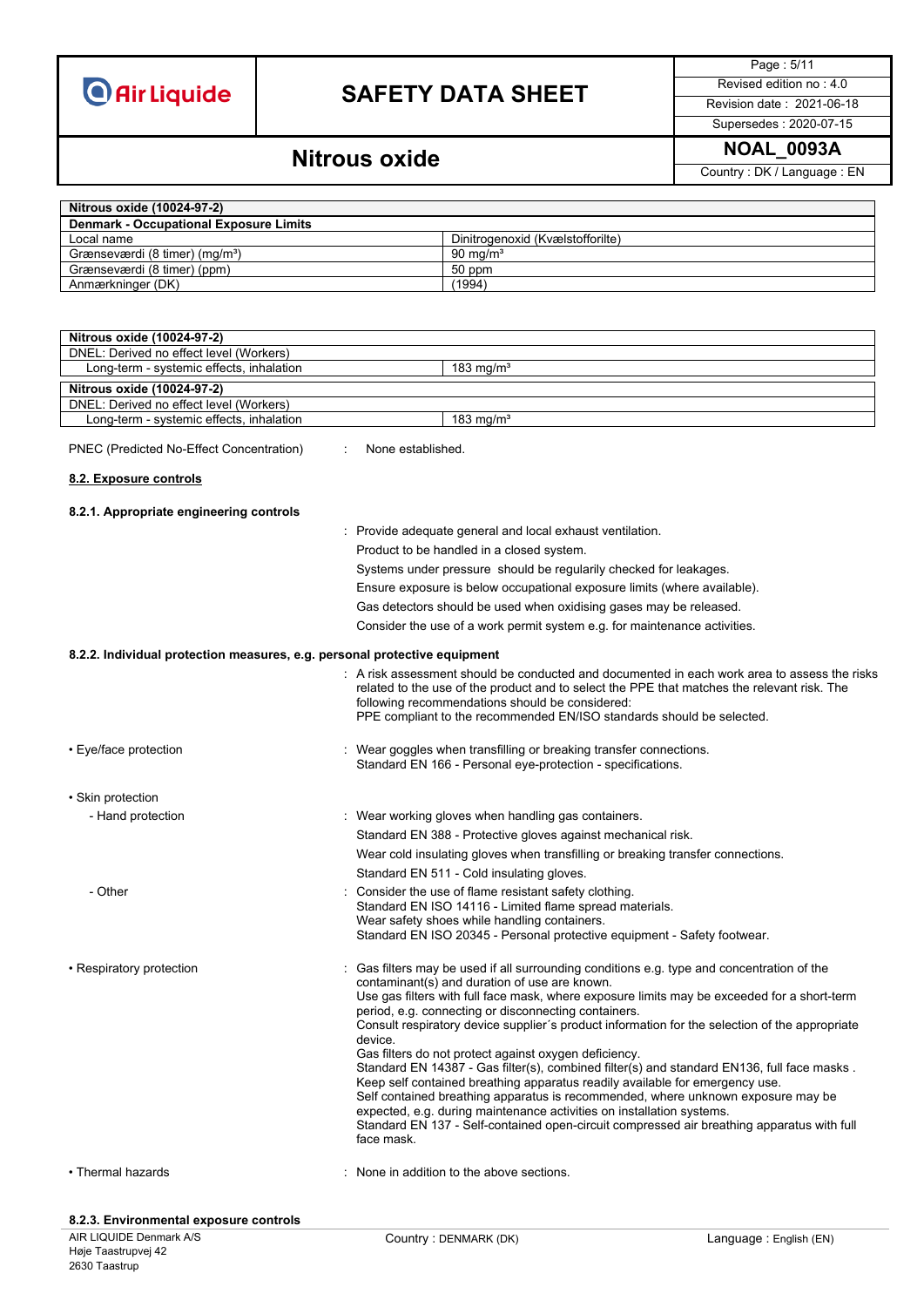| Nitrous oxide (10024-97-2) | |
|---|---|
| **Denmark - Occupational Exposure Limits** | |
| Local name | Dinitrogenoxid (Kvælstofforilte) |
| Grænseværdi (8 timer) (mg/m³) | 90 mg/m³ |
| Grænseværdi (8 timer) (ppm) | 50 ppm |
| Anmærkninger (DK) | (1994) |

| Nitrous oxide (10024-97-2) | |
|---|---|
| DNEL: Derived no effect level (Workers) | |
| Long-term - systemic effects, inhalation | 183 mg/m³ |

| Nitrous oxide (10024-97-2) | |
|---|---|
| DNEL: Derived no effect level (Workers) | |
| Long-term - systemic effects, inhalation | 183 mg/m³ |

PNEC (Predicted No-Effect Concentration) : None established.

### 8.2. Exposure controls

#### 8.2.1. Appropriate engineering controls

: Provide adequate general and local exhaust ventilation.
Product to be handled in a closed system.
Systems under pressure should be regularly checked for leakages.
Ensure exposure is below occupational exposure limits (where available).
Gas detectors should be used when oxidising gases may be released.
Consider the use of a work permit system e.g. for maintenance activities.

#### 8.2.2. Individual protection measures, e.g. personal protective equipment

: A risk assessment should be conducted and documented in each work area to assess the risks related to the use of the product and to select the PPE that matches the relevant risk. The following recommendations should be considered:
PPE compliant to the recommended EN/ISO standards should be selected.

- Eye/face protection : Wear goggles when transfilling or breaking transfer connections.
Standard EN 166 - Personal eye-protection - specifications.

- Skin protection
  - Hand protection : Wear working gloves when handling gas containers.
Standard EN 388 - Protective gloves against mechanical risk.
Wear cold insulating gloves when transfilling or breaking transfer connections.
Standard EN 511 - Cold insulating gloves.
  - Other : Consider the use of flame resistant safety clothing.
Standard EN ISO 14116 - Limited flame spread materials.
Wear safety shoes while handling containers.
Standard EN ISO 20345 - Personal protective equipment - Safety footwear.

- Respiratory protection : Gas filters may be used if all surrounding conditions e.g. type and concentration of the contaminant(s) and duration of use are known.
Use gas filters with full face mask, where exposure limits may be exceeded for a short-term period, e.g. connecting or disconnecting containers.
Consult respiratory device supplier´s product information for the selection of the appropriate device.
Gas filters do not protect against oxygen deficiency.
Standard EN 14387 - Gas filter(s), combined filter(s) and standard EN136, full face masks .
Keep self contained breathing apparatus readily available for emergency use.
Self contained breathing apparatus is recommended, where unknown exposure may be expected, e.g. during maintenance activities on installation systems.
Standard EN 137 - Self-contained open-circuit compressed air breathing apparatus with full face mask.

- Thermal hazards : None in addition to the above sections.

#### 8.2.3. Environmental exposure controls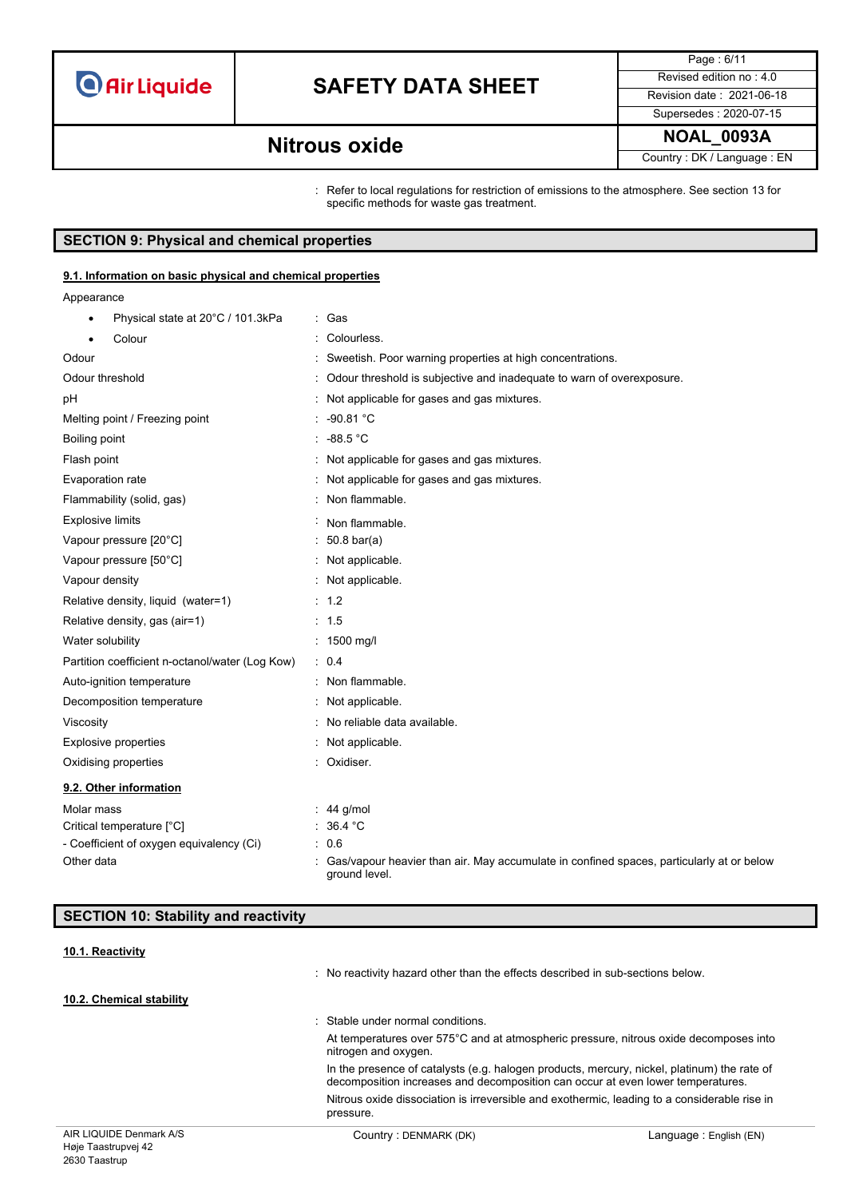: Refer to local regulations for restriction of emissions to the atmosphere. See section 13 for specific methods for waste gas treatment.

## SECTION 9: Physical and chemical properties

### 9.1. Information on basic physical and chemical properties

| Property | Value |
|---|---|
| Appearance | |
| • Physical state at 20°C / 101.3kPa | : Gas |
| • Colour | : Colourless. |
| Odour | : Sweetish. Poor warning properties at high concentrations. |
| Odour threshold | : Odour threshold is subjective and inadequate to warn of overexposure. |
| pH | : Not applicable for gases and gas mixtures. |
| Melting point / Freezing point | : -90.81 °C |
| Boiling point | : -88.5 °C |
| Flash point | : Not applicable for gases and gas mixtures. |
| Evaporation rate | : Not applicable for gases and gas mixtures. |
| Flammability (solid, gas) | : Non flammable. |
| Explosive limits | : Non flammable. |
| Vapour pressure [20°C] | : 50.8 bar(a) |
| Vapour pressure [50°C] | : Not applicable. |
| Vapour density | : Not applicable. |
| Relative density, liquid (water=1) | : 1.2 |
| Relative density, gas (air=1) | : 1.5 |
| Water solubility | : 1500 mg/l |
| Partition coefficient n-octanol/water (Log Kow) | : 0.4 |
| Auto-ignition temperature | : Non flammable. |
| Decomposition temperature | : Not applicable. |
| Viscosity | : No reliable data available. |
| Explosive properties | : Not applicable. |
| Oxidising properties | : Oxidiser. |

### 9.2. Other information

| Property | Value |
|---|---|
| Molar mass | : 44 g/mol |
| Critical temperature [°C] | : 36.4 °C |
| - Coefficient of oxygen equivalency (Ci) | : 0.6 |
| Other data | : Gas/vapour heavier than air. May accumulate in confined spaces, particularly at or below ground level. |

## SECTION 10: Stability and reactivity

### 10.1. Reactivity

: No reactivity hazard other than the effects described in sub-sections below.

### 10.2. Chemical stability

: Stable under normal conditions.

At temperatures over 575°C and at atmospheric pressure, nitrous oxide decomposes into nitrogen and oxygen.

In the presence of catalysts (e.g. halogen products, mercury, nickel, platinum) the rate of decomposition increases and decomposition can occur at even lower temperatures.

Nitrous oxide dissociation is irreversible and exothermic, leading to a considerable rise in pressure.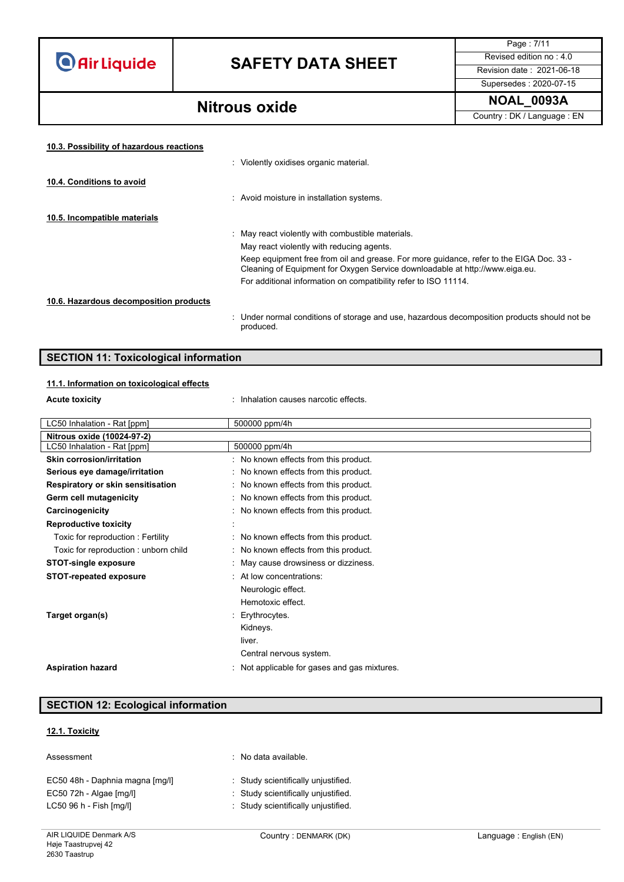#### 10.3. Possibility of hazardous reactions

: Violently oxidises organic material.

#### 10.4. Conditions to avoid

: Avoid moisture in installation systems.

#### 10.5. Incompatible materials

: May react violently with combustible materials.
May react violently with reducing agents.
Keep equipment free from oil and grease. For more guidance, refer to the EIGA Doc. 33 - Cleaning of Equipment for Oxygen Service downloadable at http://www.eiga.eu.
For additional information on compatibility refer to ISO 11114.

#### 10.6. Hazardous decomposition products

: Under normal conditions of storage and use, hazardous decomposition products should not be produced.

## SECTION 11: Toxicological information

#### 11.1. Information on toxicological effects

**Acute toxicity** : Inhalation causes narcotic effects.

| LC50 Inhalation - Rat [ppm] | 500000 ppm/4h |
|---|---|
| **Nitrous oxide (10024-97-2)** | |
| LC50 Inhalation - Rat [ppm] | 500000 ppm/4h |

**Skin corrosion/irritation** : No known effects from this product.

**Serious eye damage/irritation** : No known effects from this product.

**Respiratory or skin sensitisation** : No known effects from this product.

**Germ cell mutagenicity** : No known effects from this product.

**Carcinogenicity** : No known effects from this product.

**Reproductive toxicity** :

Toxic for reproduction : Fertility : No known effects from this product.

Toxic for reproduction : unborn child : No known effects from this product.

**STOT-single exposure** : May cause drowsiness or dizziness.

**STOT-repeated exposure** : At low concentrations:
Neurologic effect.
Hemotoxic effect.

**Target organ(s)** : Erythrocytes.
Kidneys.
liver.
Central nervous system.

**Aspiration hazard** : Not applicable for gases and gas mixtures.

## SECTION 12: Ecological information

#### 12.1. Toxicity

Assessment : No data available.

EC50 48h - Daphnia magna [mg/l] : Study scientifically unjustified.
EC50 72h - Algae [mg/l] : Study scientifically unjustified.
LC50 96 h - Fish [mg/l] : Study scientifically unjustified.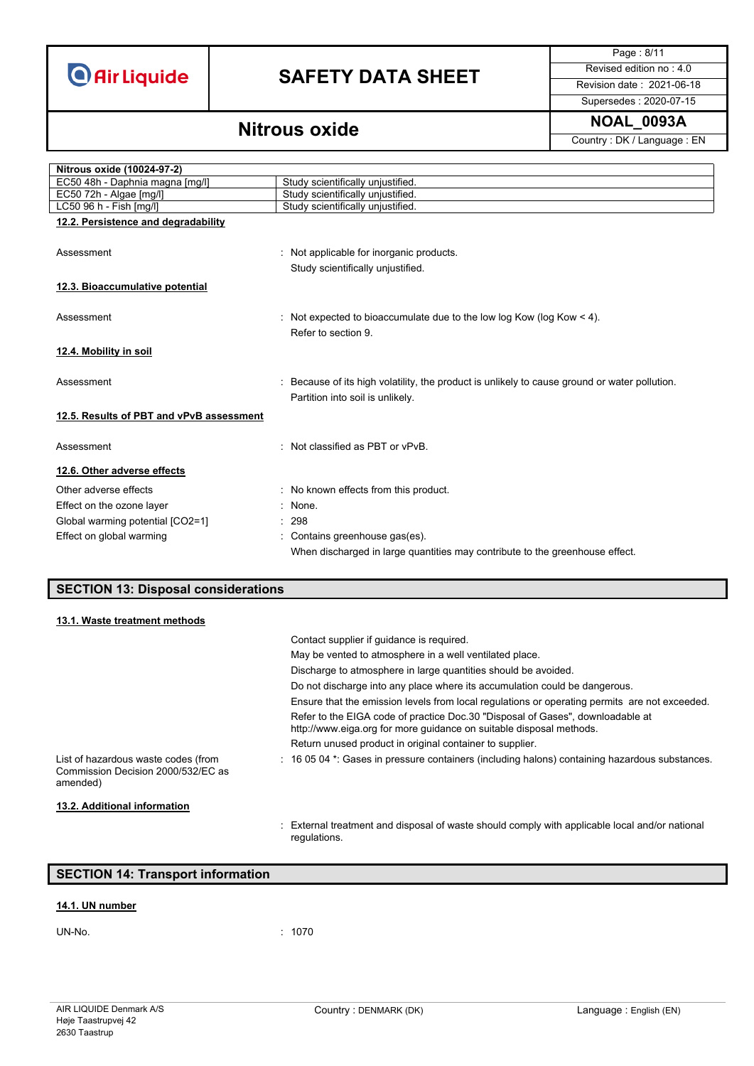| Nitrous oxide (10024-97-2) | |
|---|---|
| EC50 48h - Daphnia magna [mg/l] | Study scientifically unjustified. |
| EC50 72h - Algae [mg/l] | Study scientifically unjustified. |
| LC50 96 h - Fish [mg/l] | Study scientifically unjustified. |

### 12.2. Persistence and degradability

Assessment : Not applicable for inorganic products.
Study scientifically unjustified.

### 12.3. Bioaccumulative potential

Assessment : Not expected to bioaccumulate due to the low log Kow (log Kow < 4).
Refer to section 9.

### 12.4. Mobility in soil

Assessment : Because of its high volatility, the product is unlikely to cause ground or water pollution.
Partition into soil is unlikely.

### 12.5. Results of PBT and vPvB assessment

Assessment : Not classified as PBT or vPvB.

### 12.6. Other adverse effects

Other adverse effects : No known effects from this product.
Effect on the ozone layer : None.
Global warming potential [CO2=1] : 298
Effect on global warming : Contains greenhouse gas(es).
When discharged in large quantities may contribute to the greenhouse effect.

## SECTION 13: Disposal considerations

### 13.1. Waste treatment methods

Contact supplier if guidance is required.
May be vented to atmosphere in a well ventilated place.
Discharge to atmosphere in large quantities should be avoided.
Do not discharge into any place where its accumulation could be dangerous.
Ensure that the emission levels from local regulations or operating permits are not exceeded.
Refer to the EIGA code of practice Doc.30 "Disposal of Gases", downloadable at http://www.eiga.org for more guidance on suitable disposal methods.
Return unused product in original container to supplier.

List of hazardous waste codes (from Commission Decision 2000/532/EC as amended) : 16 05 04 *: Gases in pressure containers (including halons) containing hazardous substances.

### 13.2. Additional information

: External treatment and disposal of waste should comply with applicable local and/or national regulations.

## SECTION 14: Transport information

### 14.1. UN number

UN-No. : 1070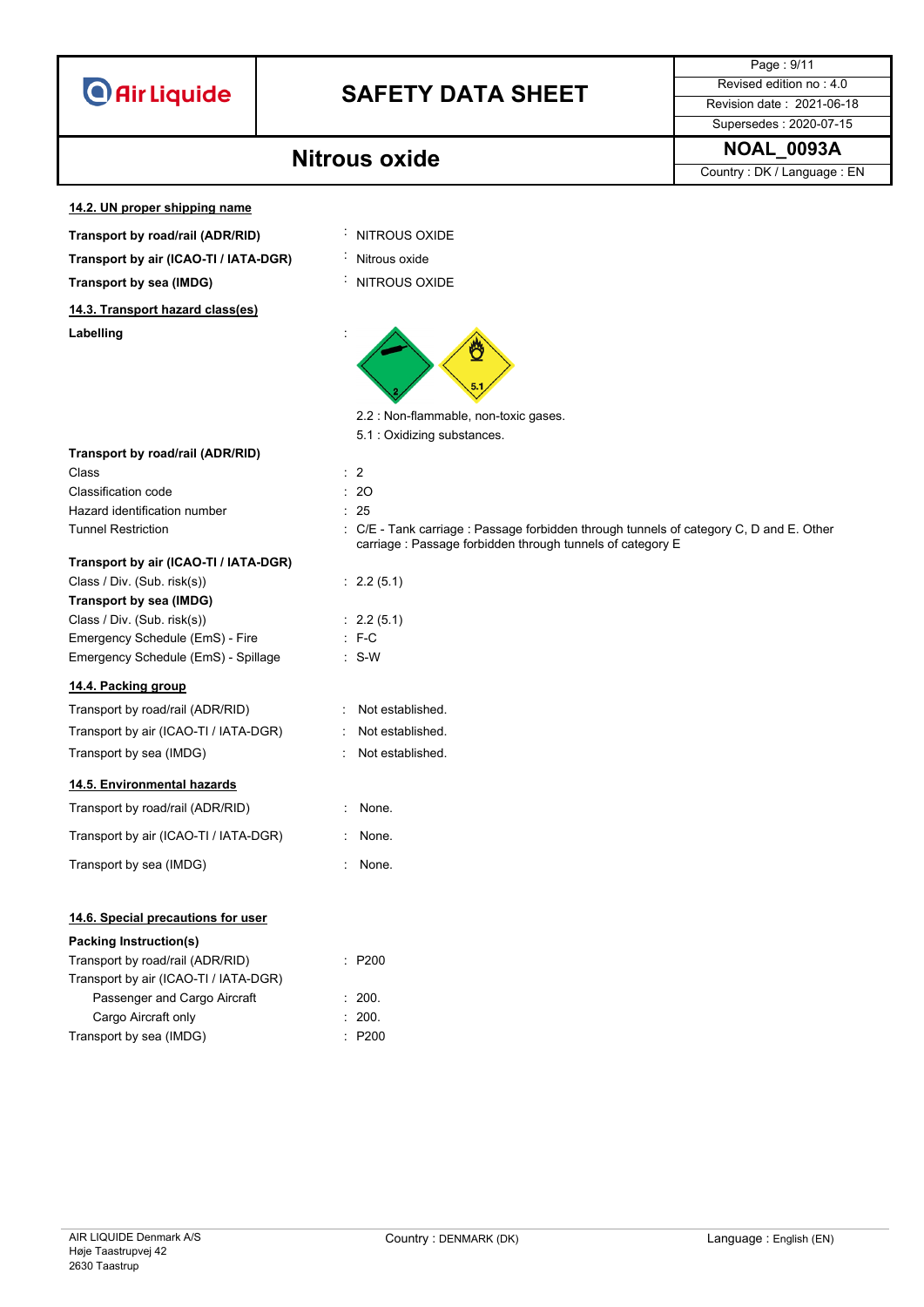#### 14.2. UN proper shipping name

| | | |
|---|---|---|
| **Transport by road/rail (ADR/RID)** | : | NITROUS OXIDE |
| **Transport by air (ICAO-TI / IATA-DGR)** | : | Nitrous oxide |
| **Transport by sea (IMDG)** | : | NITROUS OXIDE |

#### 14.3. Transport hazard class(es)

**Labelling** :

2.2 : Non-flammable, non-toxic gases.

5.1 : Oxidizing substances.

**Transport by road/rail (ADR/RID)**

| | | |
|---|---|---|
| Class | : | 2 |
| Classification code | : | 2O |
| Hazard identification number | : | 25 |
| Tunnel Restriction | : | C/E - Tank carriage : Passage forbidden through tunnels of category C, D and E. Other carriage : Passage forbidden through tunnels of category E |

**Transport by air (ICAO-TI / IATA-DGR)**

| | | |
|---|---|---|
| Class / Div. (Sub. risk(s)) | : | 2.2 (5.1) |

**Transport by sea (IMDG)**

| | | |
|---|---|---|
| Class / Div. (Sub. risk(s)) | : | 2.2 (5.1) |
| Emergency Schedule (EmS) - Fire | : | F-C |
| Emergency Schedule (EmS) - Spillage | : | S-W |

#### 14.4. Packing group

| | | |
|---|---|---|
| Transport by road/rail (ADR/RID) | : | Not established. |
| Transport by air (ICAO-TI / IATA-DGR) | : | Not established. |
| Transport by sea (IMDG) | : | Not established. |

#### 14.5. Environmental hazards

| | | |
|---|---|---|
| Transport by road/rail (ADR/RID) | : | None. |
| Transport by air (ICAO-TI / IATA-DGR) | : | None. |
| Transport by sea (IMDG) | : | None. |

#### 14.6. Special precautions for user

**Packing Instruction(s)**

| | | |
|---|---|---|
| Transport by road/rail (ADR/RID) | : | P200 |
| Transport by air (ICAO-TI / IATA-DGR) | | |
| Passenger and Cargo Aircraft | : | 200. |
| Cargo Aircraft only | : | 200. |
| Transport by sea (IMDG) | : | P200 |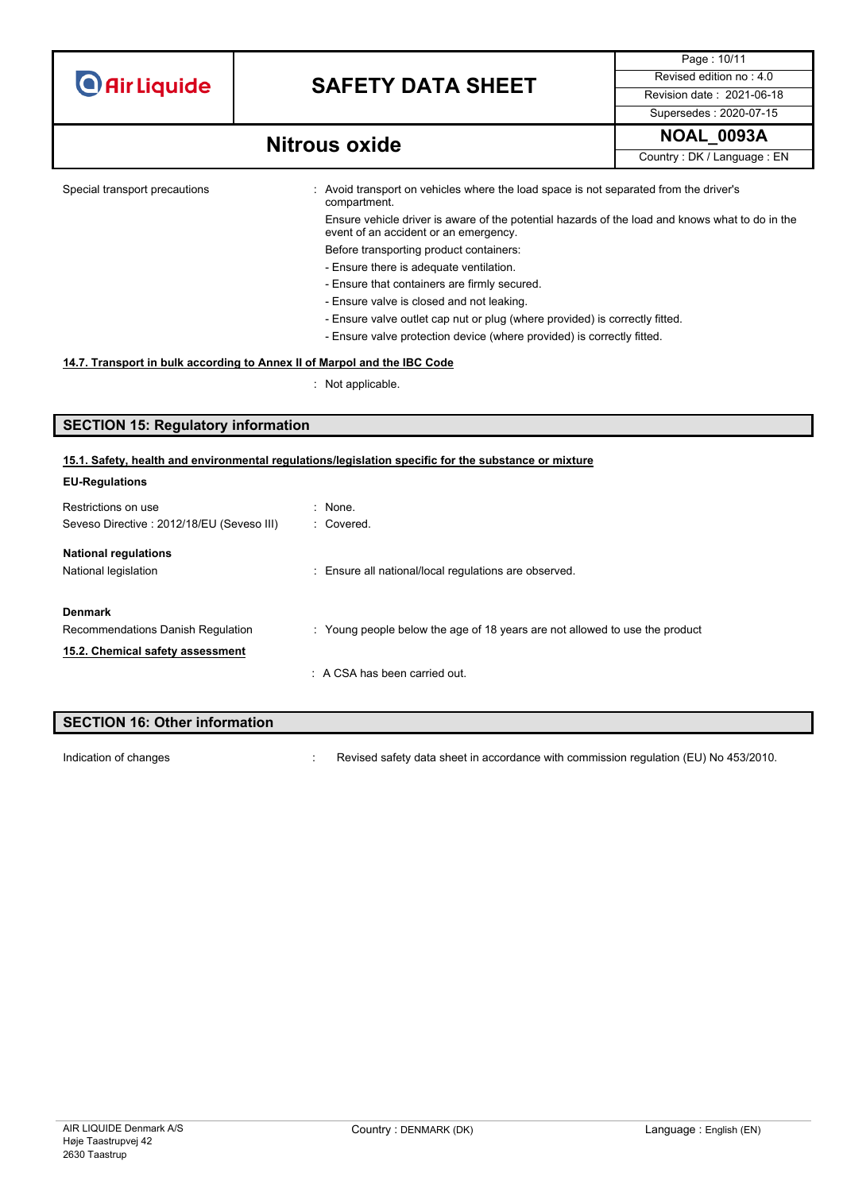Special transport precautions : Avoid transport on vehicles where the load space is not separated from the driver's compartment.

Ensure vehicle driver is aware of the potential hazards of the load and knows what to do in the event of an accident or an emergency.

Before transporting product containers:

- Ensure there is adequate ventilation.
- Ensure that containers are firmly secured.
- Ensure valve is closed and not leaking.
- Ensure valve outlet cap nut or plug (where provided) is correctly fitted.
- Ensure valve protection device (where provided) is correctly fitted.

**14.7. Transport in bulk according to Annex II of Marpol and the IBC Code**

: Not applicable.

## SECTION 15: Regulatory information

**15.1. Safety, health and environmental regulations/legislation specific for the substance or mixture**

**EU-Regulations**

Restrictions on use : None.

Seveso Directive : 2012/18/EU (Seveso III) : Covered.

**National regulations**

National legislation : Ensure all national/local regulations are observed.

**Denmark**

Recommendations Danish Regulation : Young people below the age of 18 years are not allowed to use the product

**15.2. Chemical safety assessment**

: A CSA has been carried out.

## SECTION 16: Other information

Indication of changes : Revised safety data sheet in accordance with commission regulation (EU) No 453/2010.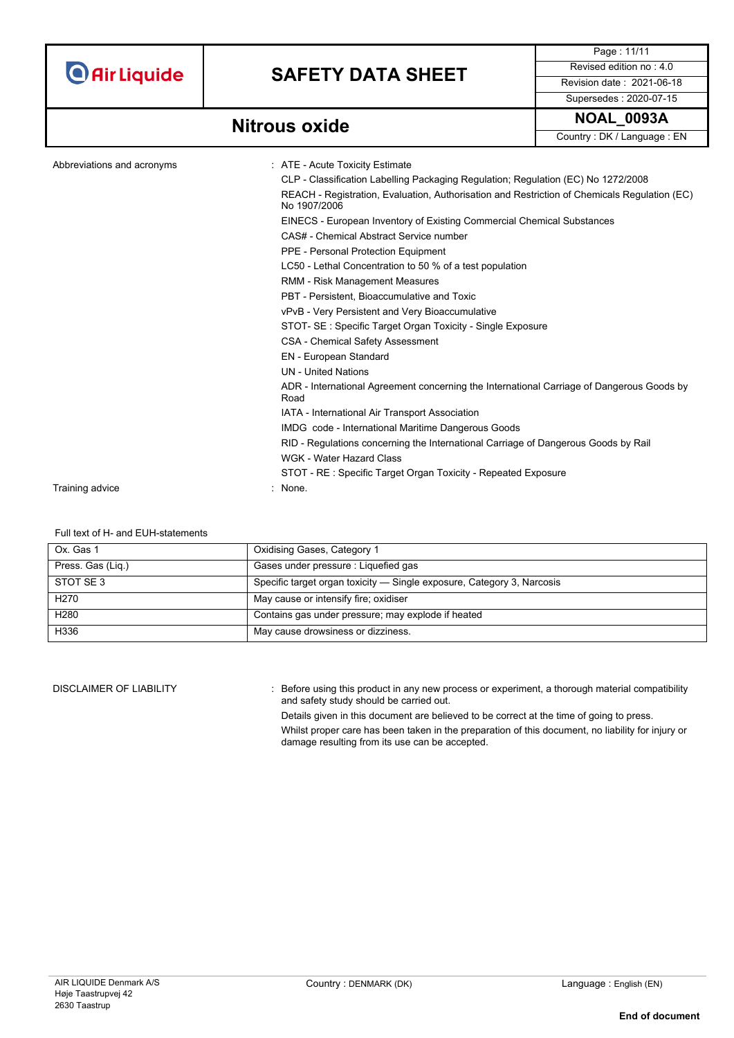Abbreviations and acronyms : ATE - Acute Toxicity Estimate

CLP - Classification Labelling Packaging Regulation; Regulation (EC) No 1272/2008

REACH - Registration, Evaluation, Authorisation and Restriction of Chemicals Regulation (EC) No 1907/2006

EINECS - European Inventory of Existing Commercial Chemical Substances

CAS# - Chemical Abstract Service number

PPE - Personal Protection Equipment

LC50 - Lethal Concentration to 50 % of a test population

RMM - Risk Management Measures

PBT - Persistent, Bioaccumulative and Toxic

vPvB - Very Persistent and Very Bioaccumulative

STOT- SE : Specific Target Organ Toxicity - Single Exposure

CSA - Chemical Safety Assessment

EN - European Standard

UN - United Nations

ADR - International Agreement concerning the International Carriage of Dangerous Goods by Road

IATA - International Air Transport Association

IMDG code - International Maritime Dangerous Goods

RID - Regulations concerning the International Carriage of Dangerous Goods by Rail

WGK - Water Hazard Class

STOT - RE : Specific Target Organ Toxicity - Repeated Exposure

Training advice : None.

Full text of H- and EUH-statements

| | |
|---|---|
| Ox. Gas 1 | Oxidising Gases, Category 1 |
| Press. Gas (Liq.) | Gases under pressure : Liquefied gas |
| STOT SE 3 | Specific target organ toxicity — Single exposure, Category 3, Narcosis |
| H270 | May cause or intensify fire; oxidiser |
| H280 | Contains gas under pressure; may explode if heated |
| H336 | May cause drowsiness or dizziness. |

DISCLAIMER OF LIABILITY : Before using this product in any new process or experiment, a thorough material compatibility and safety study should be carried out.

Details given in this document are believed to be correct at the time of going to press.

Whilst proper care has been taken in the preparation of this document, no liability for injury or damage resulting from its use can be accepted.

**End of document**